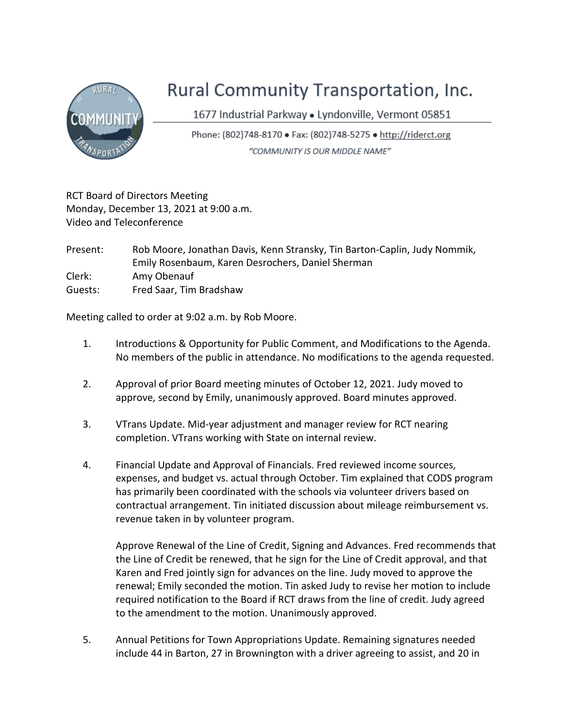# Rural Community Transportation, Inc.

1677 Industrial Parkway • Lyndonville, Vermont 05851

Phone: (802)748-8170 • Fax: (802)748-5275 • http://riderct.org

*"COMMUNITY IS OUR MIDDLE NAME"*

RCT Board of Directors Meeting
Monday, December 13, 2021 at 9:00 a.m.
Video and Teleconference

| | |
|---|---|
| Present: | Rob Moore, Jonathan Davis, Kenn Stransky, Tin Barton-Caplin, Judy Nommik, Emily Rosenbaum, Karen Desrochers, Daniel Sherman |
| Clerk: | Amy Obenauf |
| Guests: | Fred Saar, Tim Bradshaw |

Meeting called to order at 9:02 a.m. by Rob Moore.

1. Introductions & Opportunity for Public Comment, and Modifications to the Agenda. No members of the public in attendance. No modifications to the agenda requested.

2. Approval of prior Board meeting minutes of October 12, 2021. Judy moved to approve, second by Emily, unanimously approved. Board minutes approved.

3. VTrans Update. Mid-year adjustment and manager review for RCT nearing completion. VTrans working with State on internal review.

4. Financial Update and Approval of Financials. Fred reviewed income sources, expenses, and budget vs. actual through October. Tim explained that CODS program has primarily been coordinated with the schools via volunteer drivers based on contractual arrangement. Tin initiated discussion about mileage reimbursement vs. revenue taken in by volunteer program.

   Approve Renewal of the Line of Credit, Signing and Advances. Fred recommends that the Line of Credit be renewed, that he sign for the Line of Credit approval, and that Karen and Fred jointly sign for advances on the line. Judy moved to approve the renewal; Emily seconded the motion. Tin asked Judy to revise her motion to include required notification to the Board if RCT draws from the line of credit. Judy agreed to the amendment to the motion. Unanimously approved.

5. Annual Petitions for Town Appropriations Update. Remaining signatures needed include 44 in Barton, 27 in Brownington with a driver agreeing to assist, and 20 in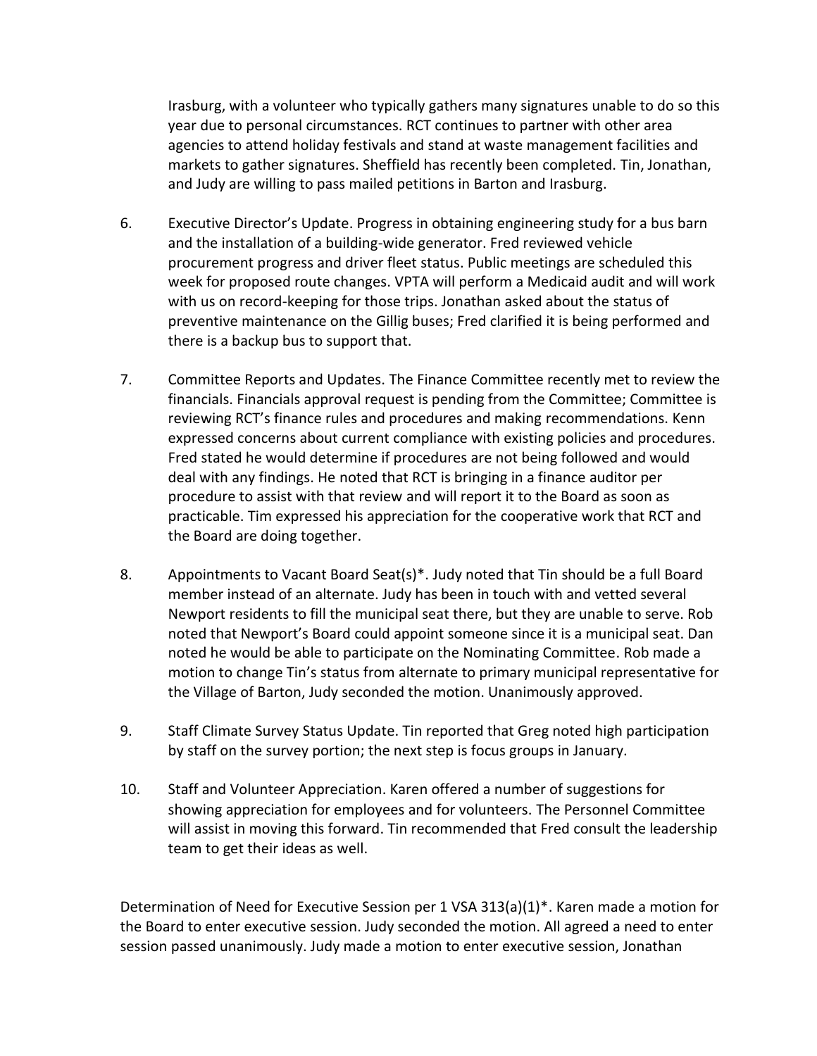Irasburg, with a volunteer who typically gathers many signatures unable to do so this year due to personal circumstances. RCT continues to partner with other area agencies to attend holiday festivals and stand at waste management facilities and markets to gather signatures. Sheffield has recently been completed. Tin, Jonathan, and Judy are willing to pass mailed petitions in Barton and Irasburg.

6. Executive Director's Update. Progress in obtaining engineering study for a bus barn and the installation of a building-wide generator. Fred reviewed vehicle procurement progress and driver fleet status. Public meetings are scheduled this week for proposed route changes. VPTA will perform a Medicaid audit and will work with us on record-keeping for those trips. Jonathan asked about the status of preventive maintenance on the Gillig buses; Fred clarified it is being performed and there is a backup bus to support that.

7. Committee Reports and Updates. The Finance Committee recently met to review the financials. Financials approval request is pending from the Committee; Committee is reviewing RCT's finance rules and procedures and making recommendations. Kenn expressed concerns about current compliance with existing policies and procedures. Fred stated he would determine if procedures are not being followed and would deal with any findings. He noted that RCT is bringing in a finance auditor per procedure to assist with that review and will report it to the Board as soon as practicable. Tim expressed his appreciation for the cooperative work that RCT and the Board are doing together.

8. Appointments to Vacant Board Seat(s)*. Judy noted that Tin should be a full Board member instead of an alternate. Judy has been in touch with and vetted several Newport residents to fill the municipal seat there, but they are unable to serve. Rob noted that Newport's Board could appoint someone since it is a municipal seat. Dan noted he would be able to participate on the Nominating Committee. Rob made a motion to change Tin's status from alternate to primary municipal representative for the Village of Barton, Judy seconded the motion. Unanimously approved.

9. Staff Climate Survey Status Update. Tin reported that Greg noted high participation by staff on the survey portion; the next step is focus groups in January.

10. Staff and Volunteer Appreciation. Karen offered a number of suggestions for showing appreciation for employees and for volunteers. The Personnel Committee will assist in moving this forward. Tin recommended that Fred consult the leadership team to get their ideas as well.

Determination of Need for Executive Session per 1 VSA 313(a)(1)*. Karen made a motion for the Board to enter executive session. Judy seconded the motion. All agreed a need to enter session passed unanimously. Judy made a motion to enter executive session, Jonathan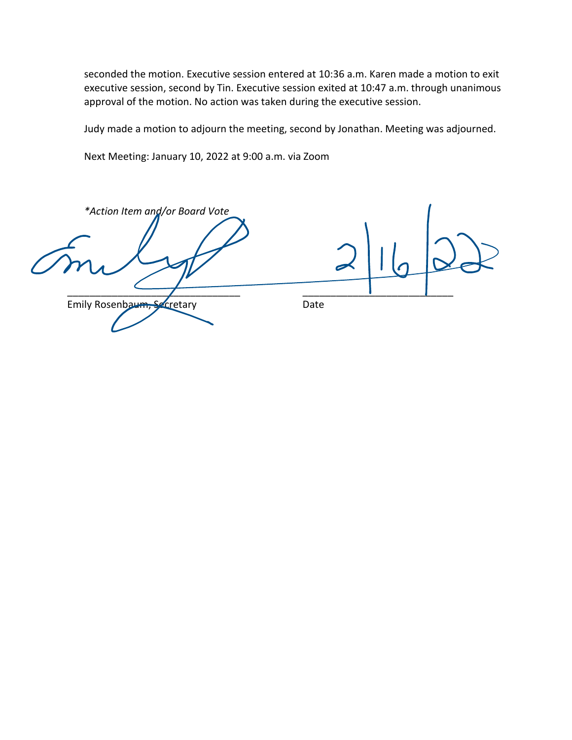seconded the motion. Executive session entered at 10:36 a.m. Karen made a motion to exit executive session, second by Tin. Executive session exited at 10:47 a.m. through unanimous approval of the motion. No action was taken during the executive session.

Judy made a motion to adjourn the meeting, second by Jonathan. Meeting was adjourned.

Next Meeting: January 10, 2022 at 9:00 a.m. via Zoom

*\*Action Item and/or Board Vote*

_______________________________ 2/16/22

Emily Rosenbaum, Secretary Date